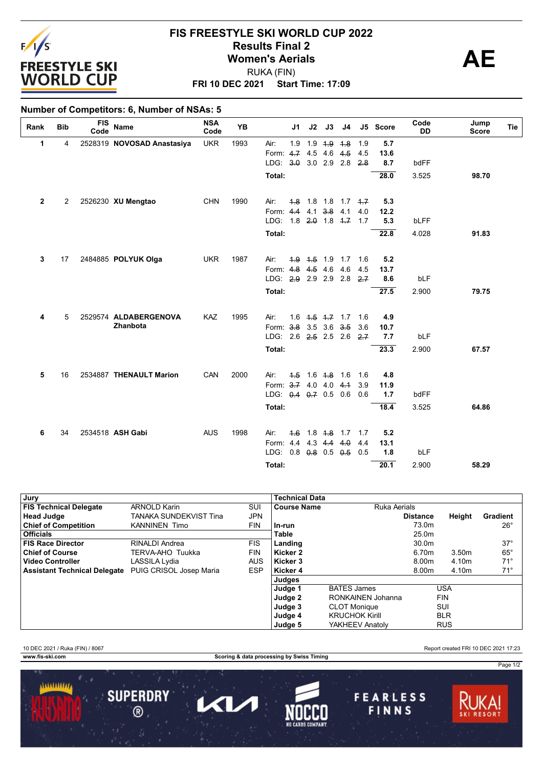# FIS FREESTYLE SKI WORLD CUP 2022

## Results Final 2

## Women's Aerials

RUKA (FIN)

**FRI 10 DEC 2021 Start Time: 17:09**

**AE**

**Number of Competitors: 6, Number of NSAs: 5**

| Rank | Bib | FIS Code | Name | NSA Code | YB | | J1 | J2 | J3 | J4 | J5 | Score | Code DD | Jump Score | Tie |
|---|---|---|---|---|---|---|---|---|---|---|---|---|---|---|---|
| 1 | 4 | 2528319 | **NOVOSAD Anastasiya** | UKR | 1993 | Air: | 1.9 | 1.9 | ~~1.9~~ | ~~1.8~~ | 1.9 | 5.7 | | | |
| | | | | | | Form: | ~~4.7~~ | 4.5 | 4.6 | ~~4.5~~ | 4.5 | 13.6 | | | |
| | | | | | | LDG: | ~~3.0~~ | 3.0 | 2.9 | 2.8 | ~~2.8~~ | 8.7 | bdFF | | |
| | | | | | | **Total:** | | | | | | **28.0** | 3.525 | **98.70** | |
| 2 | 2 | 2526230 | **XU Mengtao** | CHN | 1990 | Air: | ~~1.8~~ | 1.8 | 1.8 | 1.7 | ~~1.7~~ | 5.3 | | | |
| | | | | | | Form: | ~~4.4~~ | 4.1 | ~~3.8~~ | 4.1 | 4.0 | 12.2 | | | |
| | | | | | | LDG: | 1.8 | ~~2.0~~ | 1.8 | ~~1.7~~ | 1.7 | 5.3 | bLFF | | |
| | | | | | | **Total:** | | | | | | **22.8** | 4.028 | **91.83** | |
| 3 | 17 | 2484885 | **POLYUK Olga** | UKR | 1987 | Air: | ~~1.9~~ | ~~1.5~~ | 1.9 | 1.7 | 1.6 | 5.2 | | | |
| | | | | | | Form: | ~~4.8~~ | ~~4.5~~ | 4.6 | 4.6 | 4.5 | 13.7 | | | |
| | | | | | | LDG: | ~~2.9~~ | 2.9 | 2.9 | 2.8 | ~~2.7~~ | 8.6 | bLF | | |
| | | | | | | **Total:** | | | | | | **27.5** | 2.900 | **79.75** | |
| 4 | 5 | 2529574 | **ALDABERGENOVA Zhanbota** | KAZ | 1995 | Air: | 1.6 | ~~1.5~~ | ~~1.7~~ | 1.7 | 1.6 | 4.9 | | | |
| | | | | | | Form: | ~~3.8~~ | 3.5 | 3.6 | ~~3.5~~ | 3.6 | 10.7 | | | |
| | | | | | | LDG: | 2.6 | ~~2.5~~ | 2.5 | 2.6 | ~~2.7~~ | 7.7 | bLF | | |
| | | | | | | **Total:** | | | | | | **23.3** | 2.900 | **67.57** | |
| 5 | 16 | 2534887 | **THENAULT Marion** | CAN | 2000 | Air: | ~~1.5~~ | 1.6 | ~~1.8~~ | 1.6 | 1.6 | 4.8 | | | |
| | | | | | | Form: | ~~3.7~~ | 4.0 | 4.0 | ~~4.1~~ | 3.9 | 11.9 | | | |
| | | | | | | LDG: | ~~0.4~~ | ~~0.7~~ | 0.5 | 0.6 | 0.6 | 1.7 | bdFF | | |
| | | | | | | **Total:** | | | | | | **18.4** | 3.525 | **64.86** | |
| 6 | 34 | 2534518 | **ASH Gabi** | AUS | 1998 | Air: | ~~1.6~~ | 1.8 | ~~1.8~~ | 1.7 | 1.7 | 5.2 | | | |
| | | | | | | Form: | 4.4 | 4.3 | ~~4.4~~ | ~~4.0~~ | 4.4 | 13.1 | | | |
| | | | | | | LDG: | 0.8 | ~~0.8~~ | 0.5 | ~~0.5~~ | 0.5 | 1.8 | bLF | | |
| | | | | | | **Total:** | | | | | | **20.1** | 2.900 | **58.29** | |

| **Jury** | | |
|---|---|---|
| **FIS Technical Delegate** | ARNOLD Karin | SUI |
| **Head Judge** | TANAKA SUNDEKVIST Tina | JPN |
| **Chief of Competition** | KANNINEN Timo | FIN |
| **Officials** | | |
| **FIS Race Director** | RINALDI Andrea | FIS |
| **Chief of Course** | TERVA-AHO Tuukka | FIN |
| **Video Controller** | LASSILA Lydia | AUS |
| **Assistant Technical Delegate** | PUIG CRISOL Josep Maria | ESP |

| **Technical Data** | | | |
|---|---|---|---|
| **Course Name** | Ruka Aerials | | |
| | **Distance** | **Height** | **Gradient** |
| **In-run** | 73.0m | | 26° |
| **Table** | 25.0m | | |
| **Landing** | 30.0m | | 37° |
| **Kicker 2** | 6.70m | 3.50m | 65° |
| **Kicker 3** | 8.00m | 4.10m | 71° |
| **Kicker 4** | 8.00m | 4.10m | 71° |

| **Judges** | | |
|---|---|---|
| **Judge 1** | BATES James | USA |
| **Judge 2** | RONKAINEN Johanna | FIN |
| **Judge 3** | CLOT Monique | SUI |
| **Judge 4** | KRUCHOK Kirill | BLR |
| **Judge 5** | YAKHEEV Anatoly | RUS |

10 DEC 2021 / Ruka (FIN) / 8067

Report created FRI 10 DEC 2021 17:23

www.fis-ski.com

Scoring & data processing by Swiss Timing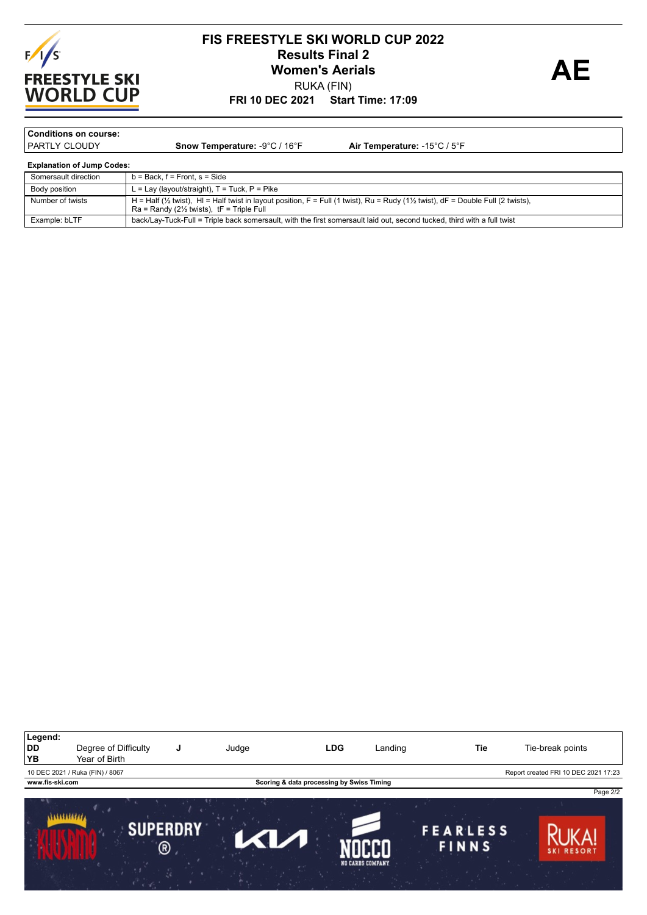# FIS FREESTYLE SKI WORLD CUP 2022

## Results Final 2

## Women's Aerials

RUKA (FIN)

**FRI 10 DEC 2021 Start Time: 17:09**

**AE**

**Conditions on course:**
PARTLY CLOUDY **Snow Temperature:** -9°C / 16°F **Air Temperature:** -15°C / 5°F

**Explanation of Jump Codes:**

| | |
|---|---|
| Somersault direction | b = Back, f = Front, s = Side |
| Body position | L = Lay (layout/straight), T = Tuck, P = Pike |
| Number of twists | H = Half (½ twist), Hl = Half twist in layout position, F = Full (1 twist), Ru = Rudy (1½ twist), dF = Double Full (2 twists), Ra = Randy (2½ twists), tF = Triple Full |
| Example: bLTF | back/Lay-Tuck-Full = Triple back somersault, with the first somersault laid out, second tucked, third with a full twist |

**Legend:**

| | | | | | | | |
|---|---|---|---|---|---|---|---|
| **DD** | Degree of Difficulty | **J** | Judge | **LDG** | Landing | **Tie** | Tie-break points |
| **YB** | Year of Birth | | | | | | |

10 DEC 2021 / Ruka (FIN) / 8067 Report created FRI 10 DEC 2021 17:23

www.fis-ski.com Scoring & data processing by Swiss Timing